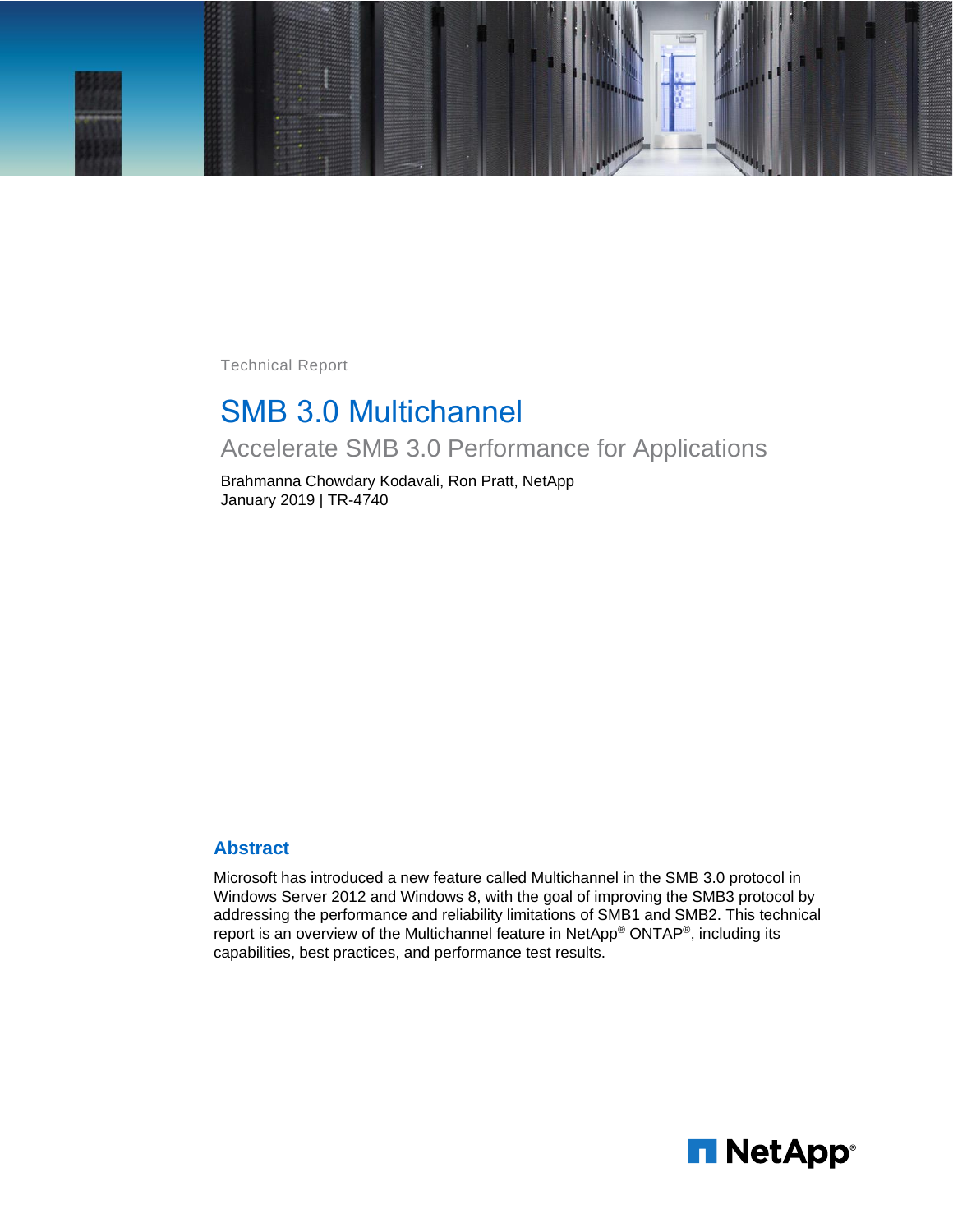Technical Report

# SMB 3.0 Multichannel

## Accelerate SMB 3.0 Performance for Applications

Brahmanna Chowdary Kodavali, Ron Pratt, NetApp
January 2019 | TR-4740

## Abstract

Microsoft has introduced a new feature called Multichannel in the SMB 3.0 protocol in Windows Server 2012 and Windows 8, with the goal of improving the SMB3 protocol by addressing the performance and reliability limitations of SMB1 and SMB2. This technical report is an overview of the Multichannel feature in NetApp® ONTAP®, including its capabilities, best practices, and performance test results.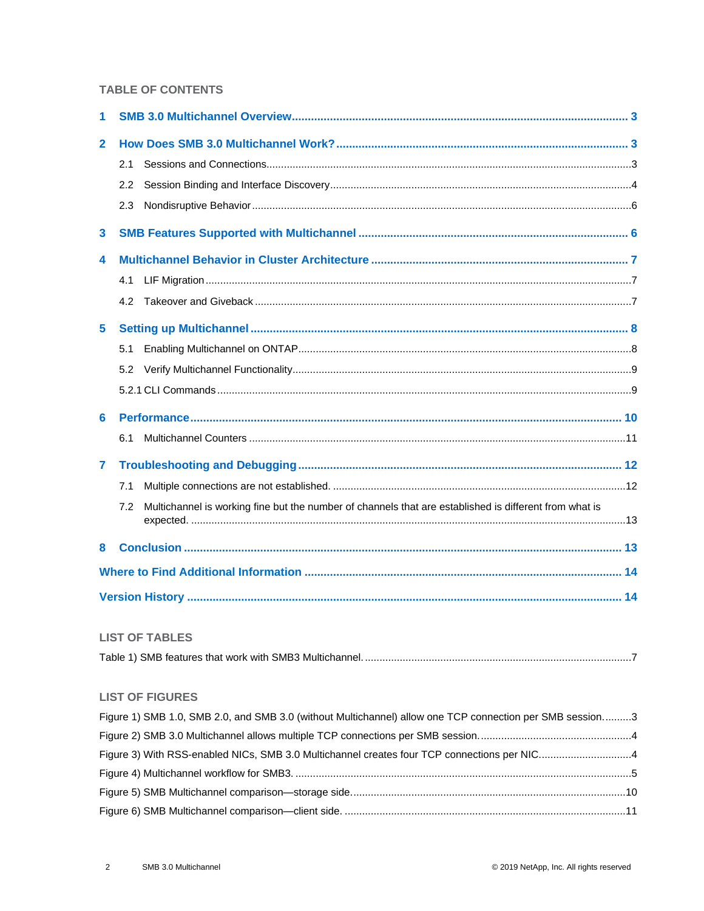## TABLE OF CONTENTS

**1 SMB 3.0 Multichannel Overview** ..... 3

**2 How Does SMB 3.0 Multichannel Work?** ..... 3

- 2.1 Sessions and Connections ..... 3
- 2.2 Session Binding and Interface Discovery ..... 4
- 2.3 Nondisruptive Behavior ..... 6

**3 SMB Features Supported with Multichannel** ..... 6

**4 Multichannel Behavior in Cluster Architecture** ..... 7

- 4.1 LIF Migration ..... 7
- 4.2 Takeover and Giveback ..... 7

**5 Setting up Multichannel** ..... 8

- 5.1 Enabling Multichannel on ONTAP ..... 8
- 5.2 Verify Multichannel Functionality ..... 9
- 5.2.1 CLI Commands ..... 9

**6 Performance** ..... 10

- 6.1 Multichannel Counters ..... 11

**7 Troubleshooting and Debugging** ..... 12

- 7.1 Multiple connections are not established. ..... 12
- 7.2 Multichannel is working fine but the number of channels that are established is different from what is expected. ..... 13

**8 Conclusion** ..... 13

**Where to Find Additional Information** ..... 14

**Version History** ..... 14

## LIST OF TABLES

Table 1) SMB features that work with SMB3 Multichannel. ..... 7

## LIST OF FIGURES

Figure 1) SMB 1.0, SMB 2.0, and SMB 3.0 (without Multichannel) allow one TCP connection per SMB session. ..... 3

Figure 2) SMB 3.0 Multichannel allows multiple TCP connections per SMB session. ..... 4

Figure 3) With RSS-enabled NICs, SMB 3.0 Multichannel creates four TCP connections per NIC. ..... 4

Figure 4) Multichannel workflow for SMB3. ..... 5

Figure 5) SMB Multichannel comparison—storage side. ..... 10

Figure 6) SMB Multichannel comparison—client side. ..... 11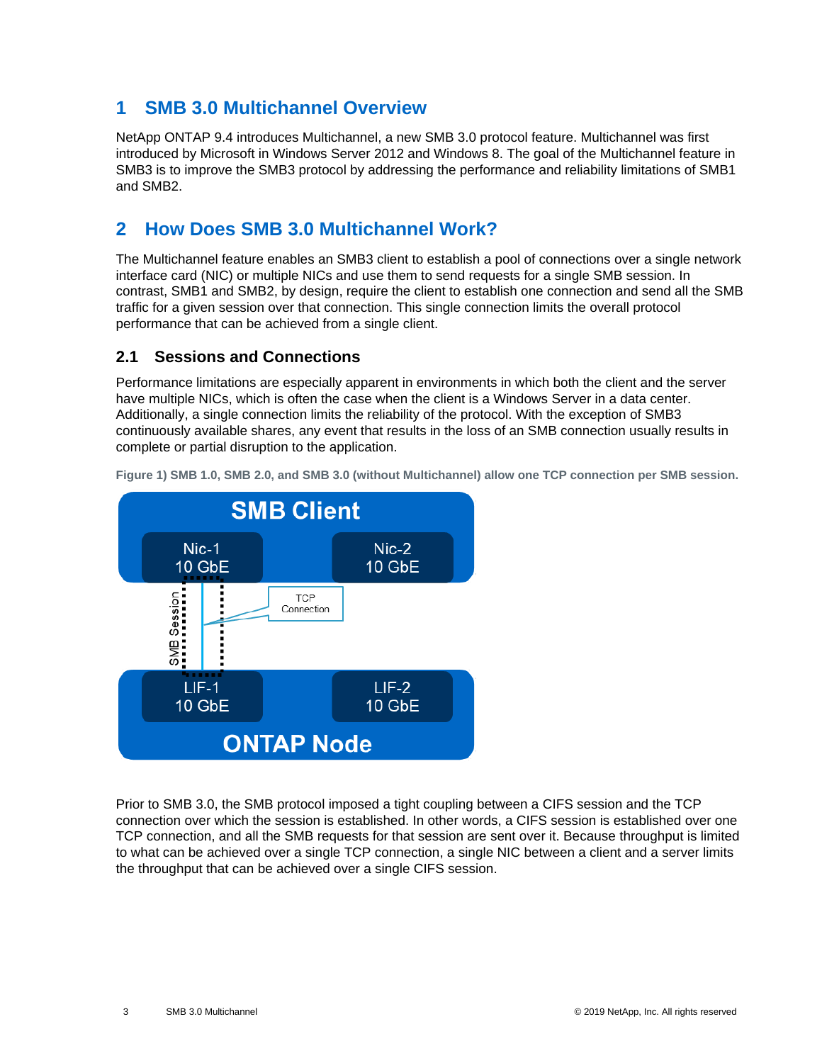# 1 SMB 3.0 Multichannel Overview

NetApp ONTAP 9.4 introduces Multichannel, a new SMB 3.0 protocol feature. Multichannel was first introduced by Microsoft in Windows Server 2012 and Windows 8. The goal of the Multichannel feature in SMB3 is to improve the SMB3 protocol by addressing the performance and reliability limitations of SMB1 and SMB2.

# 2 How Does SMB 3.0 Multichannel Work?

The Multichannel feature enables an SMB3 client to establish a pool of connections over a single network interface card (NIC) or multiple NICs and use them to send requests for a single SMB session. In contrast, SMB1 and SMB2, by design, require the client to establish one connection and send all the SMB traffic for a given session over that connection. This single connection limits the overall protocol performance that can be achieved from a single client.

## 2.1 Sessions and Connections

Performance limitations are especially apparent in environments in which both the client and the server have multiple NICs, which is often the case when the client is a Windows Server in a data center. Additionally, a single connection limits the reliability of the protocol. With the exception of SMB3 continuously available shares, any event that results in the loss of an SMB connection usually results in complete or partial disruption to the application.

**Figure 1) SMB 1.0, SMB 2.0, and SMB 3.0 (without Multichannel) allow one TCP connection per SMB session.**

Prior to SMB 3.0, the SMB protocol imposed a tight coupling between a CIFS session and the TCP connection over which the session is established. In other words, a CIFS session is established over one TCP connection, and all the SMB requests for that session are sent over it. Because throughput is limited to what can be achieved over a single TCP connection, a single NIC between a client and a server limits the throughput that can be achieved over a single CIFS session.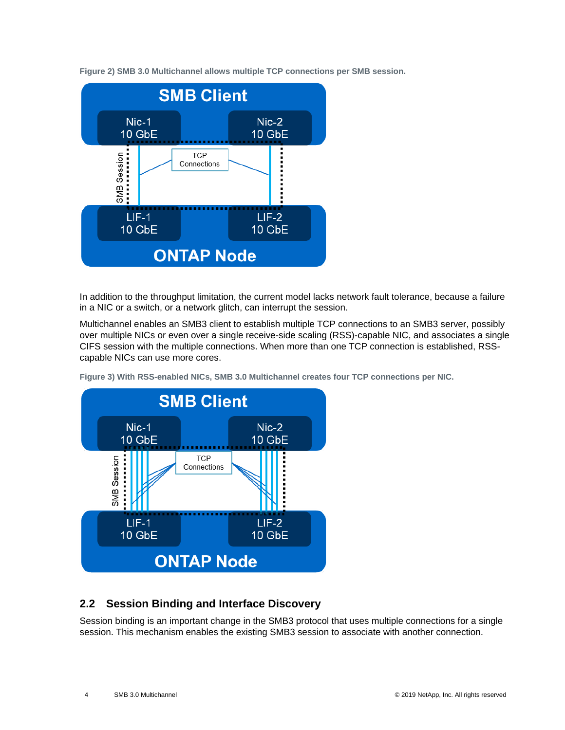Figure 2) SMB 3.0 Multichannel allows multiple TCP connections per SMB session.

In addition to the throughput limitation, the current model lacks network fault tolerance, because a failure in a NIC or a switch, or a network glitch, can interrupt the session.

Multichannel enables an SMB3 client to establish multiple TCP connections to an SMB3 server, possibly over multiple NICs or even over a single receive-side scaling (RSS)-capable NIC, and associates a single CIFS session with the multiple connections. When more than one TCP connection is established, RSS-capable NICs can use more cores.

Figure 3) With RSS-enabled NICs, SMB 3.0 Multichannel creates four TCP connections per NIC.

## 2.2 Session Binding and Interface Discovery

Session binding is an important change in the SMB3 protocol that uses multiple connections for a single session. This mechanism enables the existing SMB3 session to associate with another connection.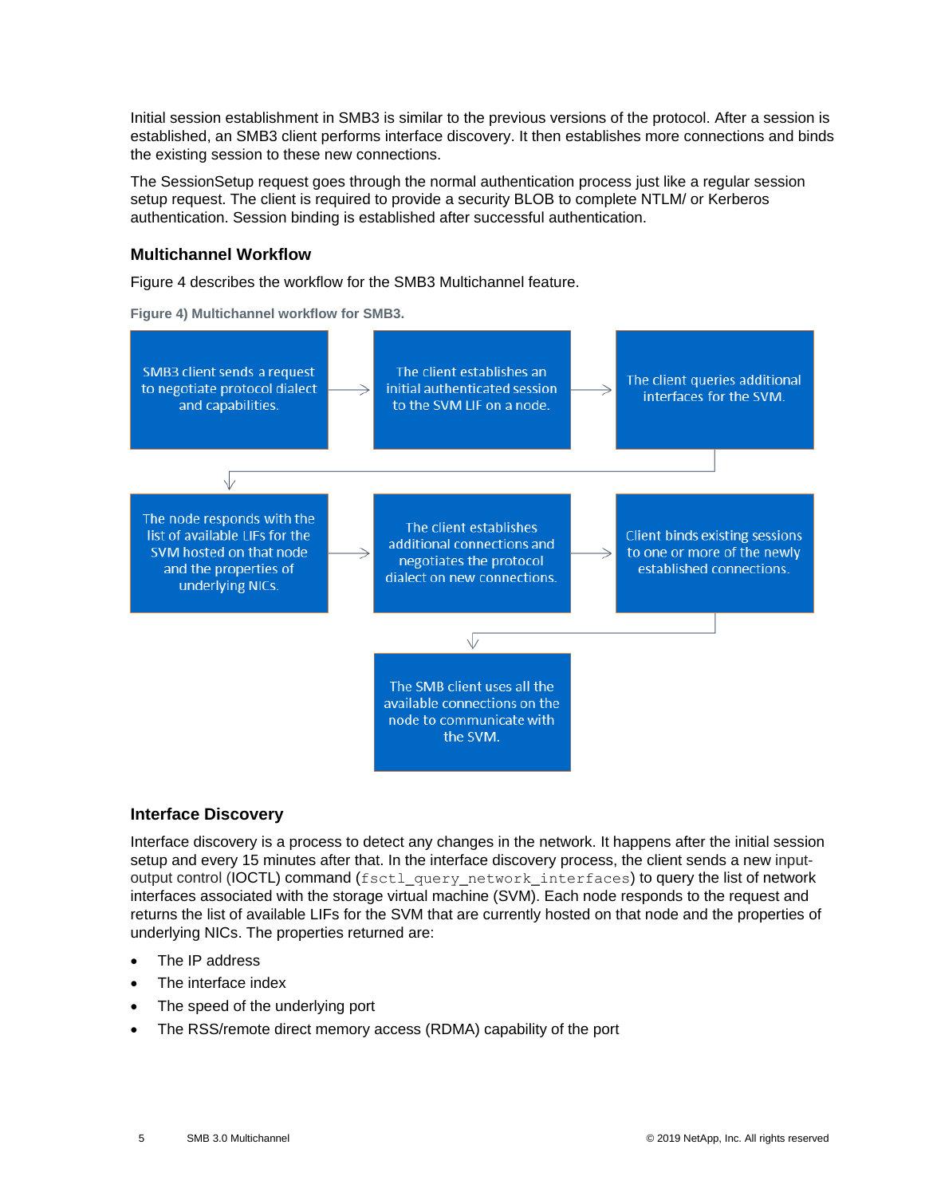Initial session establishment in SMB3 is similar to the previous versions of the protocol. After a session is established, an SMB3 client performs interface discovery. It then establishes more connections and binds the existing session to these new connections.

The SessionSetup request goes through the normal authentication process just like a regular session setup request. The client is required to provide a security BLOB to complete NTLM/ or Kerberos authentication. Session binding is established after successful authentication.

### Multichannel Workflow

Figure 4 describes the workflow for the SMB3 Multichannel feature.

**Figure 4) Multichannel workflow for SMB3.**

SMB3 client sends a request to negotiate protocol dialect and capabilities. → The client establishes an initial authenticated session to the SVM LIF on a node. → The client queries additional interfaces for the SVM. → The node responds with the list of available LIFs for the SVM hosted on that node and the properties of underlying NICs. → The client establishes additional connections and negotiates the protocol dialect on new connections. → Client binds existing sessions to one or more of the newly established connections. → The SMB client uses all the available connections on the node to communicate with the SVM.

### Interface Discovery

Interface discovery is a process to detect any changes in the network. It happens after the initial session setup and every 15 minutes after that. In the interface discovery process, the client sends a new input-output control (IOCTL) command (`fsctl_query_network_interfaces`) to query the list of network interfaces associated with the storage virtual machine (SVM). Each node responds to the request and returns the list of available LIFs for the SVM that are currently hosted on that node and the properties of underlying NICs. The properties returned are:

- The IP address
- The interface index
- The speed of the underlying port
- The RSS/remote direct memory access (RDMA) capability of the port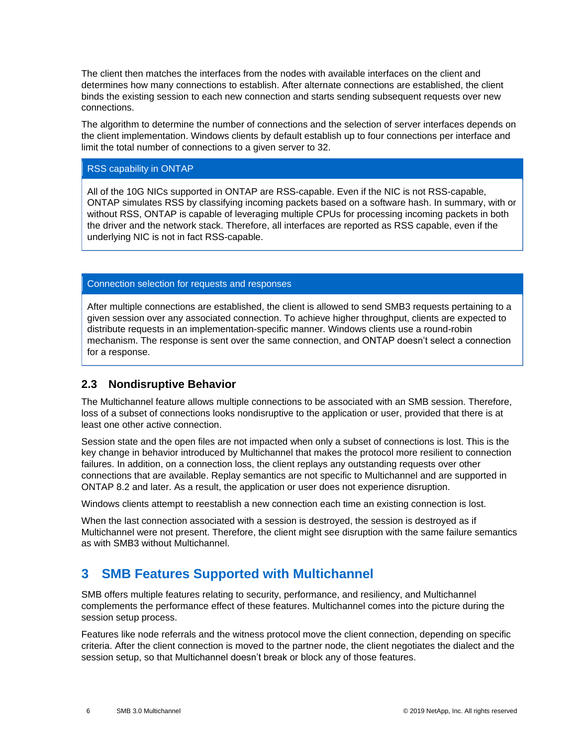The client then matches the interfaces from the nodes with available interfaces on the client and determines how many connections to establish. After alternate connections are established, the client binds the existing session to each new connection and starts sending subsequent requests over new connections.

The algorithm to determine the number of connections and the selection of server interfaces depends on the client implementation. Windows clients by default establish up to four connections per interface and limit the total number of connections to a given server to 32.

**RSS capability in ONTAP**

All of the 10G NICs supported in ONTAP are RSS-capable. Even if the NIC is not RSS-capable, ONTAP simulates RSS by classifying incoming packets based on a software hash. In summary, with or without RSS, ONTAP is capable of leveraging multiple CPUs for processing incoming packets in both the driver and the network stack. Therefore, all interfaces are reported as RSS capable, even if the underlying NIC is not in fact RSS-capable.

**Connection selection for requests and responses**

After multiple connections are established, the client is allowed to send SMB3 requests pertaining to a given session over any associated connection. To achieve higher throughput, clients are expected to distribute requests in an implementation-specific manner. Windows clients use a round-robin mechanism. The response is sent over the same connection, and ONTAP doesn't select a connection for a response.

## 2.3 Nondisruptive Behavior

The Multichannel feature allows multiple connections to be associated with an SMB session. Therefore, loss of a subset of connections looks nondisruptive to the application or user, provided that there is at least one other active connection.

Session state and the open files are not impacted when only a subset of connections is lost. This is the key change in behavior introduced by Multichannel that makes the protocol more resilient to connection failures. In addition, on a connection loss, the client replays any outstanding requests over other connections that are available. Replay semantics are not specific to Multichannel and are supported in ONTAP 8.2 and later. As a result, the application or user does not experience disruption.

Windows clients attempt to reestablish a new connection each time an existing connection is lost.

When the last connection associated with a session is destroyed, the session is destroyed as if Multichannel were not present. Therefore, the client might see disruption with the same failure semantics as with SMB3 without Multichannel.

# 3 SMB Features Supported with Multichannel

SMB offers multiple features relating to security, performance, and resiliency, and Multichannel complements the performance effect of these features. Multichannel comes into the picture during the session setup process.

Features like node referrals and the witness protocol move the client connection, depending on specific criteria. After the client connection is moved to the partner node, the client negotiates the dialect and the session setup, so that Multichannel doesn't break or block any of those features.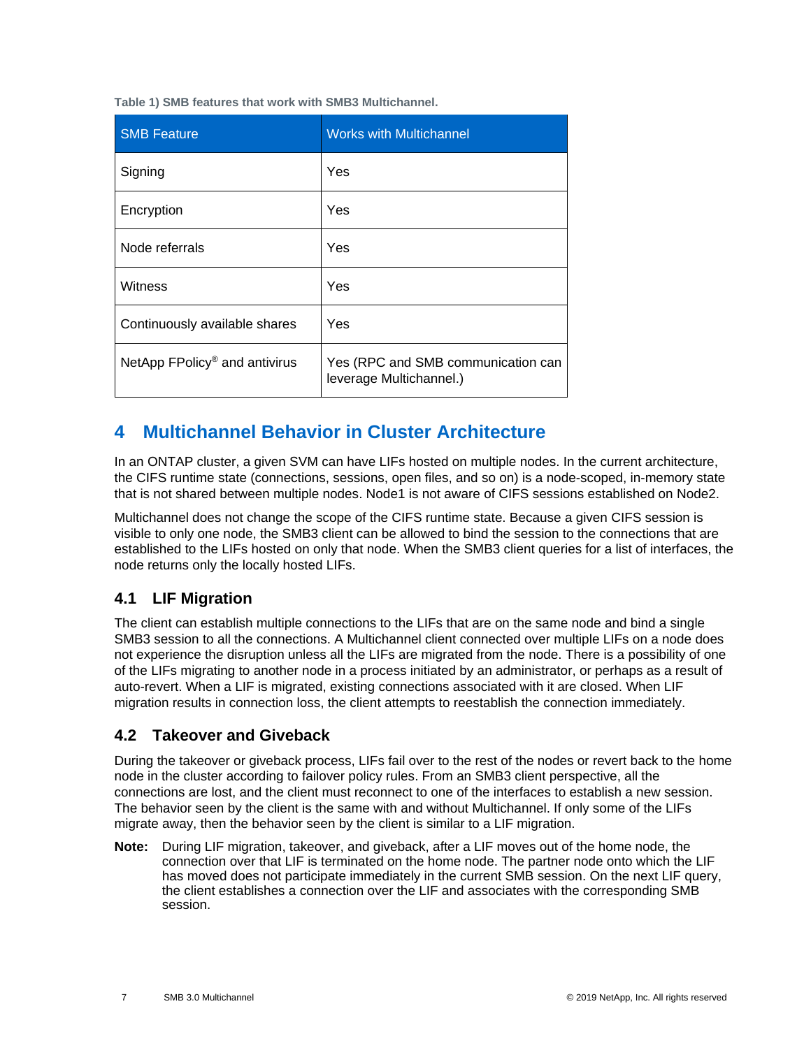**Table 1) SMB features that work with SMB3 Multichannel.**

| SMB Feature | Works with Multichannel |
|---|---|
| Signing | Yes |
| Encryption | Yes |
| Node referrals | Yes |
| Witness | Yes |
| Continuously available shares | Yes |
| NetApp FPolicy® and antivirus | Yes (RPC and SMB communication can leverage Multichannel.) |

# 4 Multichannel Behavior in Cluster Architecture

In an ONTAP cluster, a given SVM can have LIFs hosted on multiple nodes. In the current architecture, the CIFS runtime state (connections, sessions, open files, and so on) is a node-scoped, in-memory state that is not shared between multiple nodes. Node1 is not aware of CIFS sessions established on Node2.

Multichannel does not change the scope of the CIFS runtime state. Because a given CIFS session is visible to only one node, the SMB3 client can be allowed to bind the session to the connections that are established to the LIFs hosted on only that node. When the SMB3 client queries for a list of interfaces, the node returns only the locally hosted LIFs.

## 4.1 LIF Migration

The client can establish multiple connections to the LIFs that are on the same node and bind a single SMB3 session to all the connections. A Multichannel client connected over multiple LIFs on a node does not experience the disruption unless all the LIFs are migrated from the node. There is a possibility of one of the LIFs migrating to another node in a process initiated by an administrator, or perhaps as a result of auto-revert. When a LIF is migrated, existing connections associated with it are closed. When LIF migration results in connection loss, the client attempts to reestablish the connection immediately.

## 4.2 Takeover and Giveback

During the takeover or giveback process, LIFs fail over to the rest of the nodes or revert back to the home node in the cluster according to failover policy rules. From an SMB3 client perspective, all the connections are lost, and the client must reconnect to one of the interfaces to establish a new session. The behavior seen by the client is the same with and without Multichannel. If only some of the LIFs migrate away, then the behavior seen by the client is similar to a LIF migration.

**Note:** During LIF migration, takeover, and giveback, after a LIF moves out of the home node, the connection over that LIF is terminated on the home node. The partner node onto which the LIF has moved does not participate immediately in the current SMB session. On the next LIF query, the client establishes a connection over the LIF and associates with the corresponding SMB session.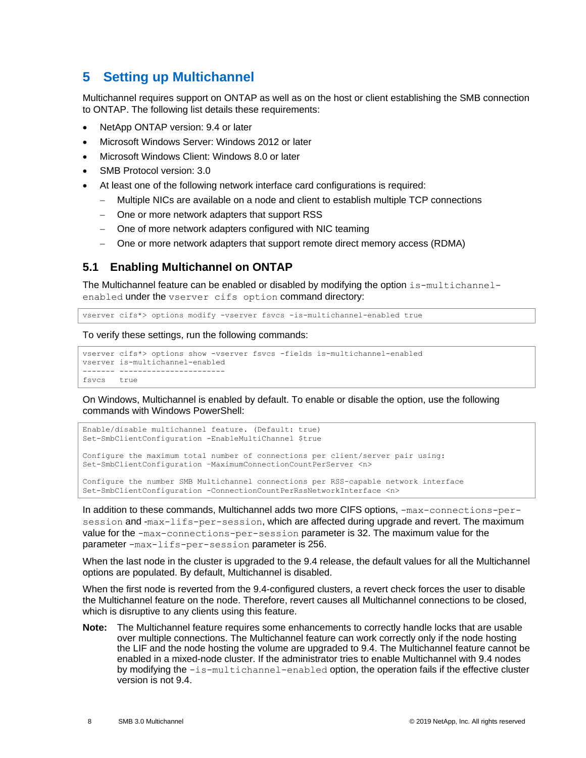# 5 Setting up Multichannel

Multichannel requires support on ONTAP as well as on the host or client establishing the SMB connection to ONTAP. The following list details these requirements:

- NetApp ONTAP version: 9.4 or later
- Microsoft Windows Server: Windows 2012 or later
- Microsoft Windows Client: Windows 8.0 or later
- SMB Protocol version: 3.0
- At least one of the following network interface card configurations is required:
  - Multiple NICs are available on a node and client to establish multiple TCP connections
  - One or more network adapters that support RSS
  - One of more network adapters configured with NIC teaming
  - One or more network adapters that support remote direct memory access (RDMA)

## 5.1 Enabling Multichannel on ONTAP

The Multichannel feature can be enabled or disabled by modifying the option `is-multichannel-enabled` under the `vserver cifs option` command directory:

```
vserver cifs*> options modify -vserver fsvcs -is-multichannel-enabled true
```

To verify these settings, run the following commands:

```
vserver cifs*> options show -vserver fsvcs -fields is-multichannel-enabled
vserver is-multichannel-enabled
------- -----------------------
fsvcs   true
```

On Windows, Multichannel is enabled by default. To enable or disable the option, use the following commands with Windows PowerShell:

```
Enable/disable multichannel feature. (Default: true)
Set-SmbClientConfiguration -EnableMultiChannel $true

Configure the maximum total number of connections per client/server pair using:
Set-SmbClientConfiguration –MaximumConnectionCountPerServer <n>

Configure the number SMB Multichannel connections per RSS-capable network interface
Set-SmbClientConfiguration –ConnectionCountPerRssNetworkInterface <n>
```

In addition to these commands, Multichannel adds two more CIFS options, `-max-connections-per-session` and `-max-lifs-per-session`, which are affected during upgrade and revert. The maximum value for the `–max-connections-per-session` parameter is 32. The maximum value for the parameter `–max-lifs-per-session` parameter is 256.

When the last node in the cluster is upgraded to the 9.4 release, the default values for all the Multichannel options are populated. By default, Multichannel is disabled.

When the first node is reverted from the 9.4-configured clusters, a revert check forces the user to disable the Multichannel feature on the node. Therefore, revert causes all Multichannel connections to be closed, which is disruptive to any clients using this feature.

**Note:** The Multichannel feature requires some enhancements to correctly handle locks that are usable over multiple connections. The Multichannel feature can work correctly only if the node hosting the LIF and the node hosting the volume are upgraded to 9.4. The Multichannel feature cannot be enabled in a mixed-node cluster. If the administrator tries to enable Multichannel with 9.4 nodes by modifying the `–is-multichannel-enabled` option, the operation fails if the effective cluster version is not 9.4.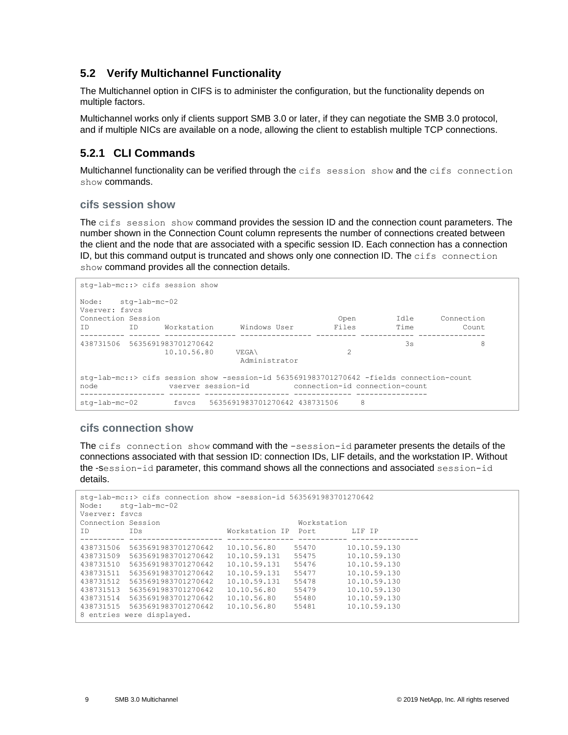## 5.2 Verify Multichannel Functionality

The Multichannel option in CIFS is to administer the configuration, but the functionality depends on multiple factors.

Multichannel works only if clients support SMB 3.0 or later, if they can negotiate the SMB 3.0 protocol, and if multiple NICs are available on a node, allowing the client to establish multiple TCP connections.

### 5.2.1 CLI Commands

Multichannel functionality can be verified through the `cifs session show` and the `cifs connection show` commands.

#### cifs session show

The `cifs session show` command provides the session ID and the connection count parameters. The number shown in the Connection Count column represents the number of connections created between the client and the node that are associated with a specific session ID. Each connection has a connection ID, but this command output is truncated and shows only one connection ID. The `cifs connection show` command provides all the connection details.

```
stg-lab-mc::> cifs session show

Node:    stg-lab-mc-02
Vserver: fsvcs
Connection Session                                          Open         Idle      Connection
ID         ID      Workstation      Windows User         Files         Time           Count
---------- ------- ---------------- ---------------- --------- ------------ ---------------
438731506  5635691983701270642                                            3s               8
                   10.10.56.80     VEGA\                     2
                                    Administrator

stg-lab-mc::> cifs session show -session-id 5635691983701270642 -fields connection-count
node                vserver session-id          connection-id connection-count
------------------- ------- ------------------- ------------- ----------------
stg-lab-mc-02        fsvcs   5635691983701270642 438731506     8
```

#### cifs connection show

The `cifs connection show` command with the `-session-id` parameter presents the details of the connections associated with that session ID: connection IDs, LIF details, and the workstation IP. Without the `-session-id` parameter, this command shows all the connections and associated `session-id` details.

```
stg-lab-mc::> cifs connection show -session-id 5635691983701270642
Node:    stg-lab-mc-02
Vserver: fsvcs
Connection Session                                 Workstation
ID         IDs                   Workstation IP  Port        LIF IP
---------- --------------------- --------------- ----------- ---------------
438731506  5635691983701270642   10.10.56.80    55470       10.10.59.130
438731509  5635691983701270642   10.10.59.131   55475       10.10.59.130
438731510  5635691983701270642   10.10.59.131   55476       10.10.59.130
438731511  5635691983701270642   10.10.59.131   55477       10.10.59.130
438731512  5635691983701270642   10.10.59.131   55478       10.10.59.130
438731513  5635691983701270642   10.10.56.80    55479       10.10.59.130
438731514  5635691983701270642   10.10.56.80    55480       10.10.59.130
438731515  5635691983701270642   10.10.56.80    55481       10.10.59.130
8 entries were displayed.
```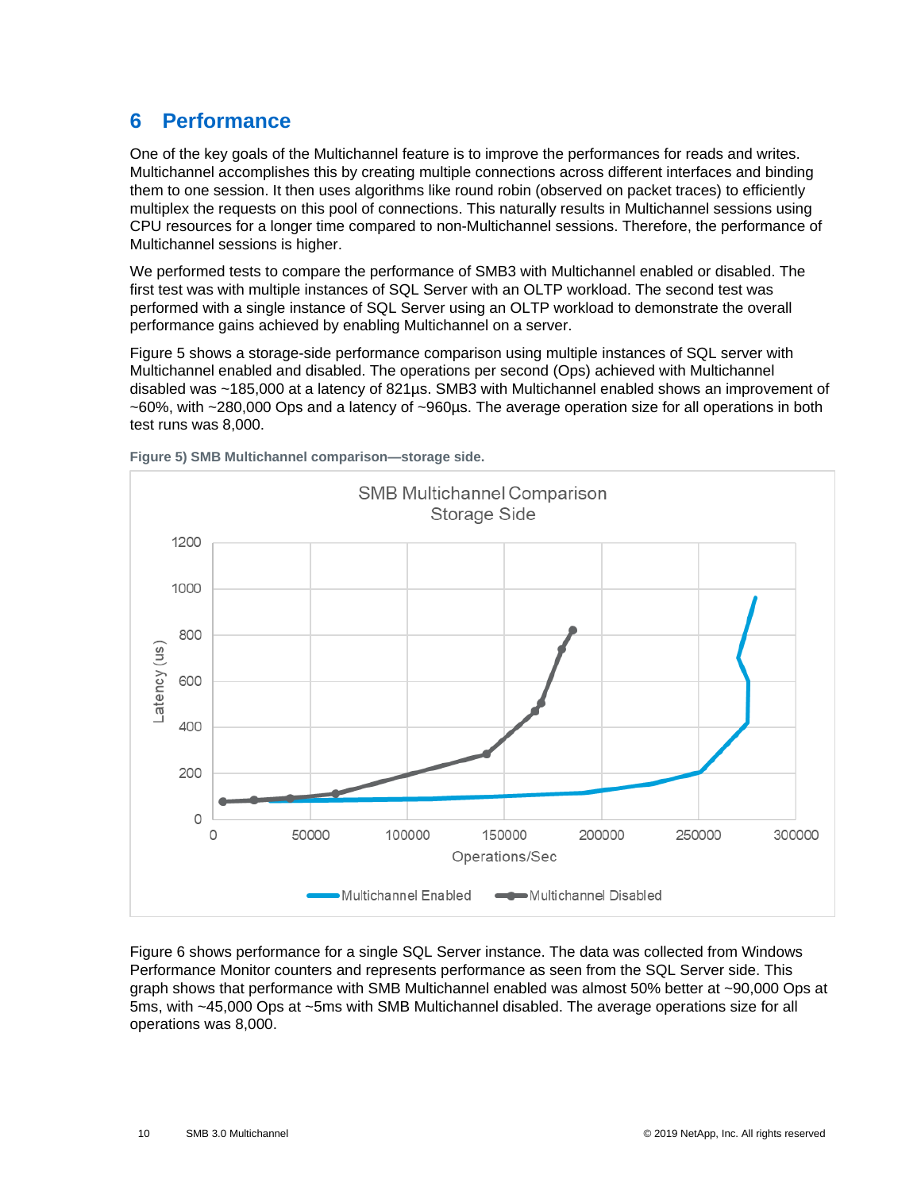# 6 Performance

One of the key goals of the Multichannel feature is to improve the performances for reads and writes. Multichannel accomplishes this by creating multiple connections across different interfaces and binding them to one session. It then uses algorithms like round robin (observed on packet traces) to efficiently multiplex the requests on this pool of connections. This naturally results in Multichannel sessions using CPU resources for a longer time compared to non-Multichannel sessions. Therefore, the performance of Multichannel sessions is higher.

We performed tests to compare the performance of SMB3 with Multichannel enabled or disabled. The first test was with multiple instances of SQL Server with an OLTP workload. The second test was performed with a single instance of SQL Server using an OLTP workload to demonstrate the overall performance gains achieved by enabling Multichannel on a server.

Figure 5 shows a storage-side performance comparison using multiple instances of SQL server with Multichannel enabled and disabled. The operations per second (Ops) achieved with Multichannel disabled was ~185,000 at a latency of 821µs. SMB3 with Multichannel enabled shows an improvement of ~60%, with ~280,000 Ops and a latency of ~960µs. The average operation size for all operations in both test runs was 8,000.

**Figure 5) SMB Multichannel comparison—storage side.**

Figure 6 shows performance for a single SQL Server instance. The data was collected from Windows Performance Monitor counters and represents performance as seen from the SQL Server side. This graph shows that performance with SMB Multichannel enabled was almost 50% better at ~90,000 Ops at 5ms, with ~45,000 Ops at ~5ms with SMB Multichannel disabled. The average operations size for all operations was 8,000.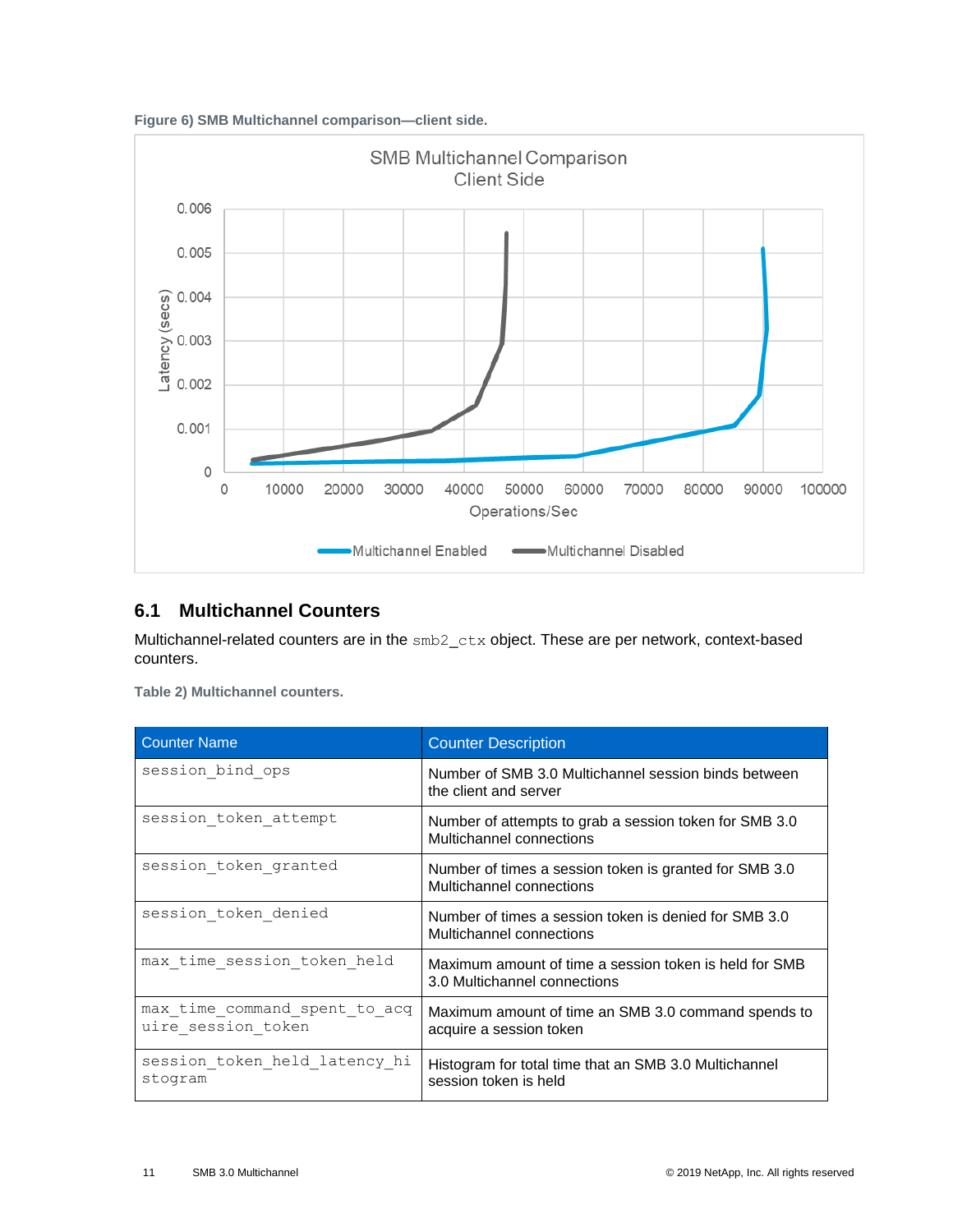**Figure 6) SMB Multichannel comparison—client side.**

## 6.1 Multichannel Counters

Multichannel-related counters are in the `smb2_ctx` object. These are per network, context-based counters.

**Table 2) Multichannel counters.**

| Counter Name | Counter Description |
|---|---|
| `session_bind_ops` | Number of SMB 3.0 Multichannel session binds between the client and server |
| `session_token_attempt` | Number of attempts to grab a session token for SMB 3.0 Multichannel connections |
| `session_token_granted` | Number of times a session token is granted for SMB 3.0 Multichannel connections |
| `session_token_denied` | Number of times a session token is denied for SMB 3.0 Multichannel connections |
| `max_time_session_token_held` | Maximum amount of time a session token is held for SMB 3.0 Multichannel connections |
| `max_time_command_spent_to_acquire_session_token` | Maximum amount of time an SMB 3.0 command spends to acquire a session token |
| `session_token_held_latency_histogram` | Histogram for total time that an SMB 3.0 Multichannel session token is held |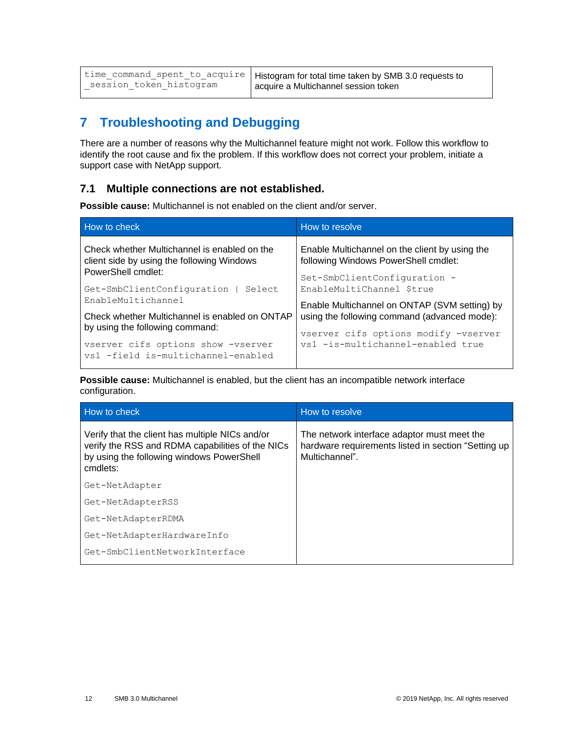| time_command_spent_to_acquire_session_token_histogram | Histogram for total time taken by SMB 3.0 requests to acquire a Multichannel session token |
|---|---|

# 7 Troubleshooting and Debugging

There are a number of reasons why the Multichannel feature might not work. Follow this workflow to identify the root cause and fix the problem. If this workflow does not correct your problem, initiate a support case with NetApp support.

## 7.1 Multiple connections are not established.

**Possible cause:** Multichannel is not enabled on the client and/or server.

| How to check | How to resolve |
|---|---|
| Check whether Multichannel is enabled on the client side by using the following Windows PowerShell cmdlet:<br>`Get-SmbClientConfiguration \| Select EnableMultichannel`<br>Check whether Multichannel is enabled on ONTAP by using the following command:<br>`vserver cifs options show -vserver vs1 -field is-multichannel-enabled` | Enable Multichannel on the client by using the following Windows PowerShell cmdlet:<br>`Set-SmbClientConfiguration -EnableMultiChannel $true`<br>Enable Multichannel on ONTAP (SVM setting) by using the following command (advanced mode):<br>`vserver cifs options modify -vserver vs1 -is-multichannel-enabled true` |

**Possible cause:** Multichannel is enabled, but the client has an incompatible network interface configuration.

| How to check | How to resolve |
|---|---|
| Verify that the client has multiple NICs and/or verify the RSS and RDMA capabilities of the NICs by using the following windows PowerShell cmdlets:<br>`Get-NetAdapter`<br>`Get-NetAdapterRSS`<br>`Get-NetAdapterRDMA`<br>`Get-NetAdapterHardwareInfo`<br>`Get-SmbClientNetworkInterface` | The network interface adaptor must meet the hardware requirements listed in section "Setting up Multichannel". |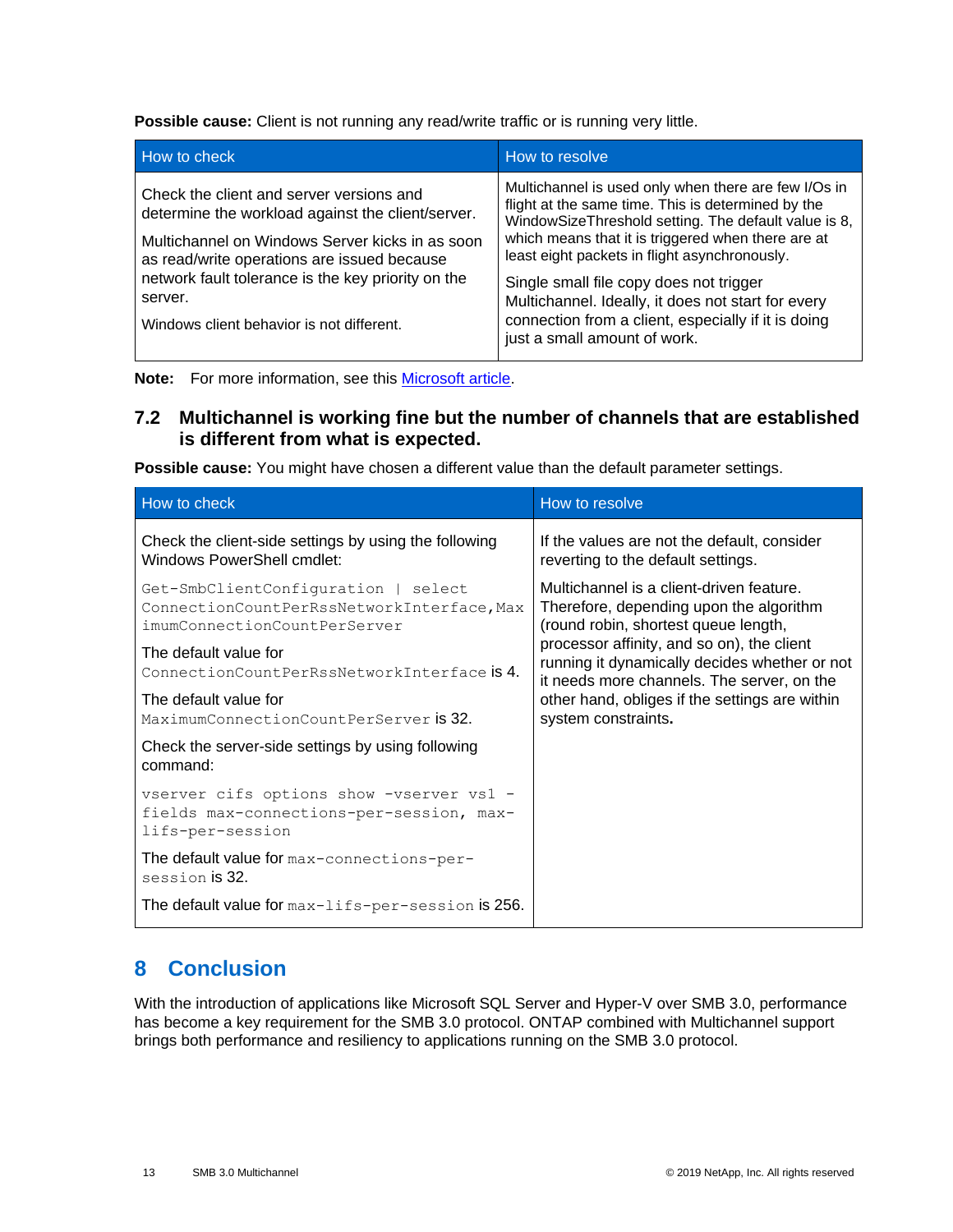**Possible cause:** Client is not running any read/write traffic or is running very little.

| How to check | How to resolve |
| --- | --- |
| Check the client and server versions and determine the workload against the client/server.<br><br>Multichannel on Windows Server kicks in as soon as read/write operations are issued because network fault tolerance is the key priority on the server.<br><br>Windows client behavior is not different. | Multichannel is used only when there are few I/Os in flight at the same time. This is determined by the WindowSizeThreshold setting. The default value is 8, which means that it is triggered when there are at least eight packets in flight asynchronously.<br><br>Single small file copy does not trigger Multichannel. Ideally, it does not start for every connection from a client, especially if it is doing just a small amount of work. |

**Note:** For more information, see this Microsoft article.

## 7.2 Multichannel is working fine but the number of channels that are established is different from what is expected.

**Possible cause:** You might have chosen a different value than the default parameter settings.

| How to check | How to resolve |
| --- | --- |
| Check the client-side settings by using the following Windows PowerShell cmdlet:<br><br>`Get-SmbClientConfiguration \| select ConnectionCountPerRssNetworkInterface,MaximumConnectionCountPerServer`<br><br>The default value for `ConnectionCountPerRssNetworkInterface` is 4.<br><br>The default value for `MaximumConnectionCountPerServer` is 32.<br><br>Check the server-side settings by using following command:<br><br>`vserver cifs options show -vserver vs1 -fields max-connections-per-session, max-lifs-per-session`<br><br>The default value for `max-connections-per-session` is 32.<br><br>The default value for `max-lifs-per-session` is 256. | If the values are not the default, consider reverting to the default settings.<br><br>Multichannel is a client-driven feature. Therefore, depending upon the algorithm (round robin, shortest queue length, processor affinity, and so on), the client running it dynamically decides whether or not it needs more channels. The server, on the other hand, obliges if the settings are within system constraints**.** |

# 8 Conclusion

With the introduction of applications like Microsoft SQL Server and Hyper-V over SMB 3.0, performance has become a key requirement for the SMB 3.0 protocol. ONTAP combined with Multichannel support brings both performance and resiliency to applications running on the SMB 3.0 protocol.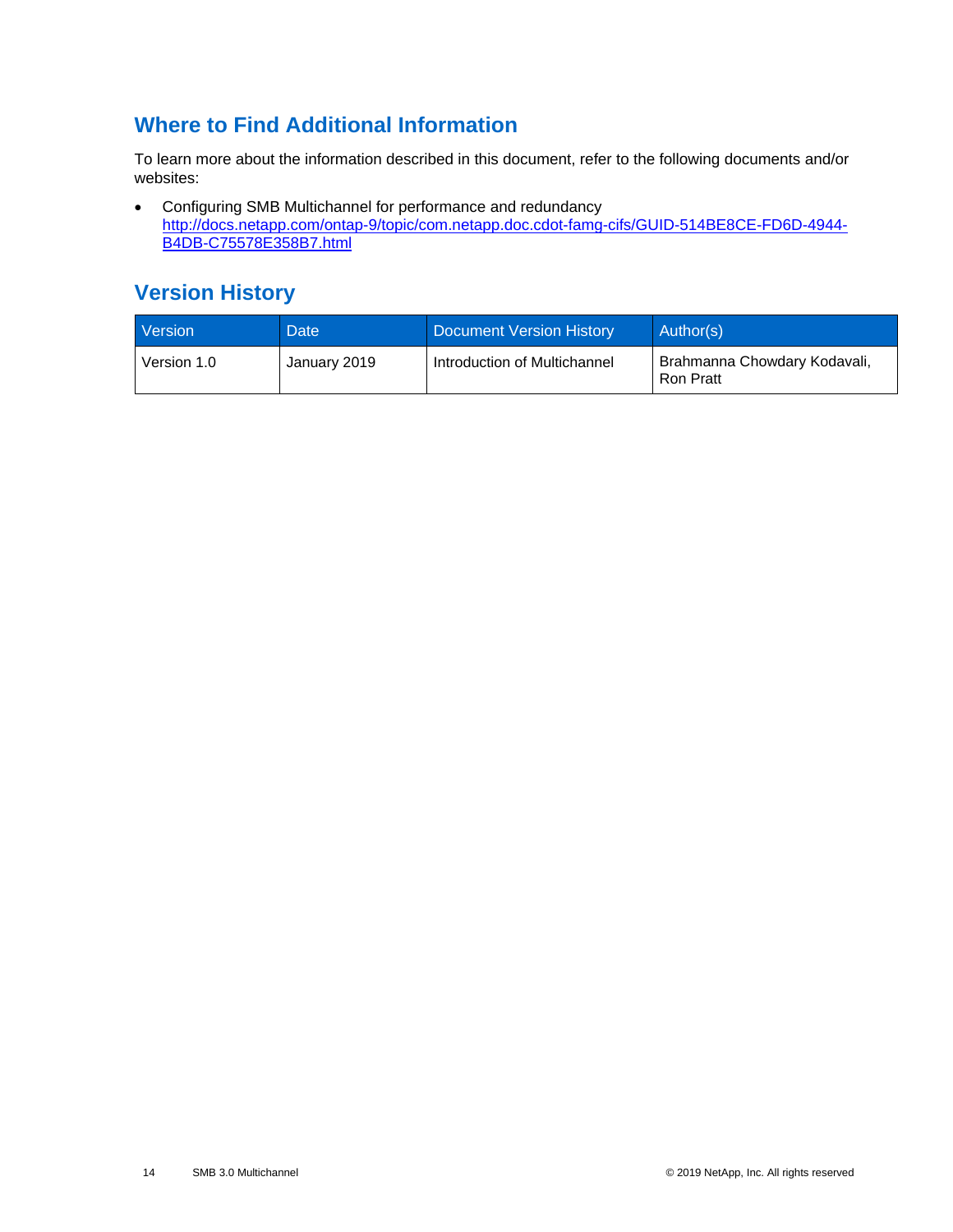## Where to Find Additional Information

To learn more about the information described in this document, refer to the following documents and/or websites:

- Configuring SMB Multichannel for performance and redundancy
  http://docs.netapp.com/ontap-9/topic/com.netapp.doc.cdot-famg-cifs/GUID-514BE8CE-FD6D-4944-B4DB-C75578E358B7.html

## Version History

| Version | Date | Document Version History | Author(s) |
| --- | --- | --- | --- |
| Version 1.0 | January 2019 | Introduction of Multichannel | Brahmanna Chowdary Kodavali, Ron Pratt |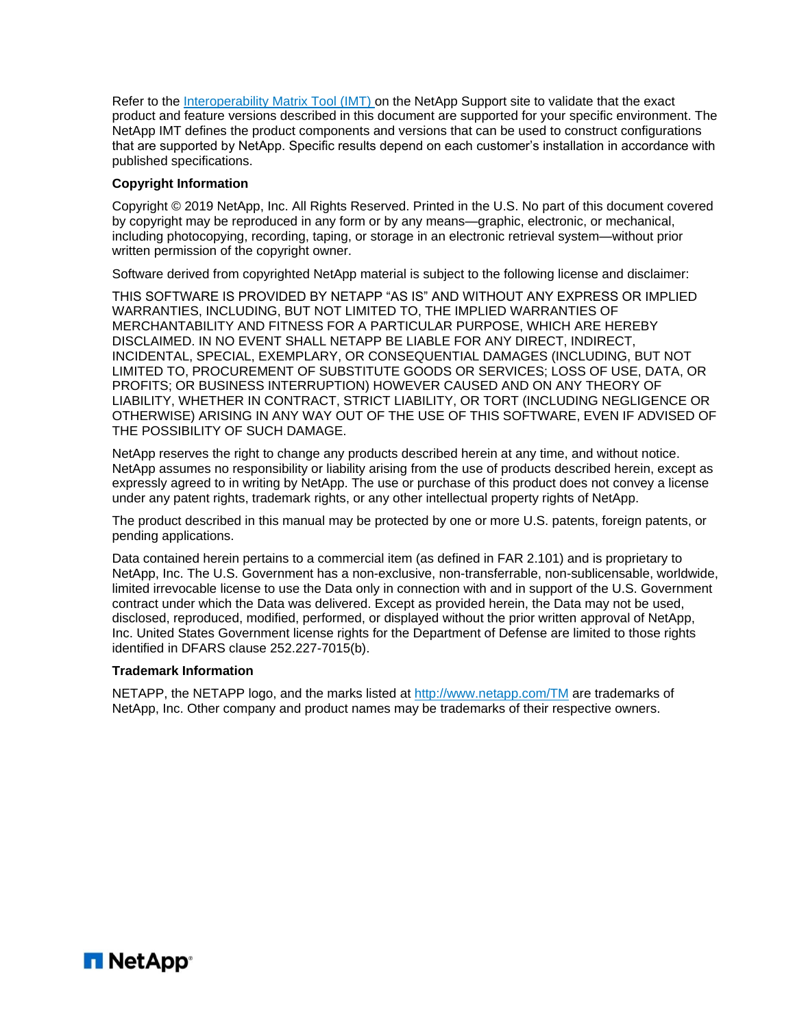Refer to the [Interoperability Matrix Tool (IMT)](Interoperability Matrix Tool (IMT)) on the NetApp Support site to validate that the exact product and feature versions described in this document are supported for your specific environment. The NetApp IMT defines the product components and versions that can be used to construct configurations that are supported by NetApp. Specific results depend on each customer's installation in accordance with published specifications.

**Copyright Information**

Copyright © 2019 NetApp, Inc. All Rights Reserved. Printed in the U.S. No part of this document covered by copyright may be reproduced in any form or by any means—graphic, electronic, or mechanical, including photocopying, recording, taping, or storage in an electronic retrieval system—without prior written permission of the copyright owner.

Software derived from copyrighted NetApp material is subject to the following license and disclaimer:

THIS SOFTWARE IS PROVIDED BY NETAPP "AS IS" AND WITHOUT ANY EXPRESS OR IMPLIED WARRANTIES, INCLUDING, BUT NOT LIMITED TO, THE IMPLIED WARRANTIES OF MERCHANTABILITY AND FITNESS FOR A PARTICULAR PURPOSE, WHICH ARE HEREBY DISCLAIMED. IN NO EVENT SHALL NETAPP BE LIABLE FOR ANY DIRECT, INDIRECT, INCIDENTAL, SPECIAL, EXEMPLARY, OR CONSEQUENTIAL DAMAGES (INCLUDING, BUT NOT LIMITED TO, PROCUREMENT OF SUBSTITUTE GOODS OR SERVICES; LOSS OF USE, DATA, OR PROFITS; OR BUSINESS INTERRUPTION) HOWEVER CAUSED AND ON ANY THEORY OF LIABILITY, WHETHER IN CONTRACT, STRICT LIABILITY, OR TORT (INCLUDING NEGLIGENCE OR OTHERWISE) ARISING IN ANY WAY OUT OF THE USE OF THIS SOFTWARE, EVEN IF ADVISED OF THE POSSIBILITY OF SUCH DAMAGE.

NetApp reserves the right to change any products described herein at any time, and without notice. NetApp assumes no responsibility or liability arising from the use of products described herein, except as expressly agreed to in writing by NetApp. The use or purchase of this product does not convey a license under any patent rights, trademark rights, or any other intellectual property rights of NetApp.

The product described in this manual may be protected by one or more U.S. patents, foreign patents, or pending applications.

Data contained herein pertains to a commercial item (as defined in FAR 2.101) and is proprietary to NetApp, Inc. The U.S. Government has a non-exclusive, non-transferrable, non-sublicensable, worldwide, limited irrevocable license to use the Data only in connection with and in support of the U.S. Government contract under which the Data was delivered. Except as provided herein, the Data may not be used, disclosed, reproduced, modified, performed, or displayed without the prior written approval of NetApp, Inc. United States Government license rights for the Department of Defense are limited to those rights identified in DFARS clause 252.227-7015(b).

**Trademark Information**

NETAPP, the NETAPP logo, and the marks listed at [http://www.netapp.com/TM](http://www.netapp.com/TM) are trademarks of NetApp, Inc. Other company and product names may be trademarks of their respective owners.